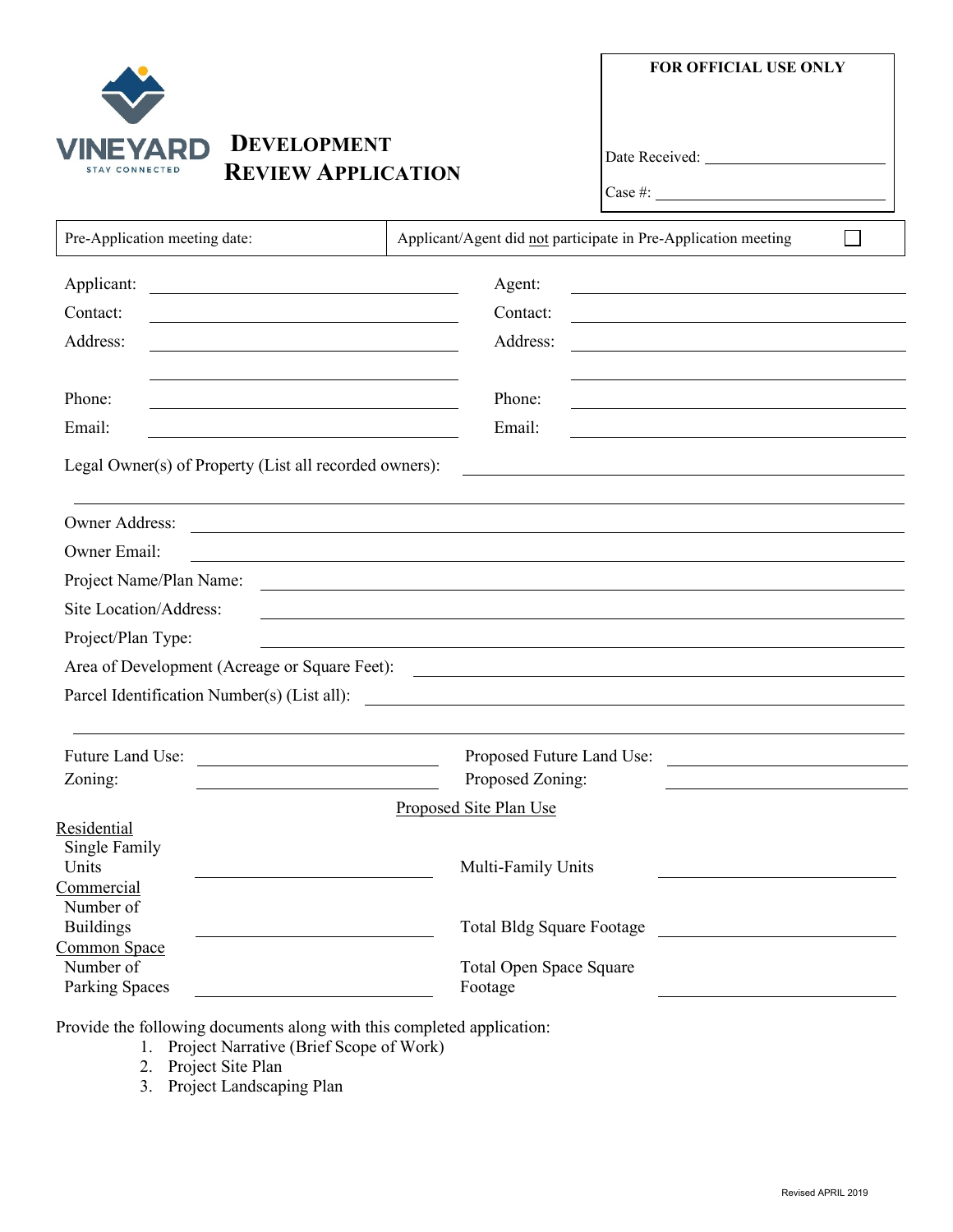VINEYARD
STAY CONNECTED

# DEVELOPMENT REVIEW APPLICATION

**FOR OFFICIAL USE ONLY**

Date Received: ____________________

Case #: ____________________

| Pre-Application meeting date: | Applicant/Agent did not participate in Pre-Application meeting ☐ |
|---|---|

Applicant: ____________________ Agent: ____________________

Contact: ____________________ Contact: ____________________

Address: ____________________ Address: ____________________

Phone: ____________________ Phone: ____________________

Email: ____________________ Email: ____________________

Legal Owner(s) of Property (List all recorded owners): ____________________

Owner Address: ____________________

Owner Email: ____________________

Project Name/Plan Name: ____________________

Site Location/Address: ____________________

Project/Plan Type: ____________________

Area of Development (Acreage or Square Feet): ____________________

Parcel Identification Number(s) (List all): ____________________

Future Land Use: ____________________ Proposed Future Land Use: ____________________

Zoning: ____________________ Proposed Zoning: ____________________

Proposed Site Plan Use

Residential

Single Family Units ____________________ Multi-Family Units ____________________

Commercial

Number of Buildings ____________________ Total Bldg Square Footage ____________________

Common Space

Number of Parking Spaces ____________________ Total Open Space Square Footage ____________________

Provide the following documents along with this completed application:

1. Project Narrative (Brief Scope of Work)
2. Project Site Plan
3. Project Landscaping Plan

Revised APRIL 2019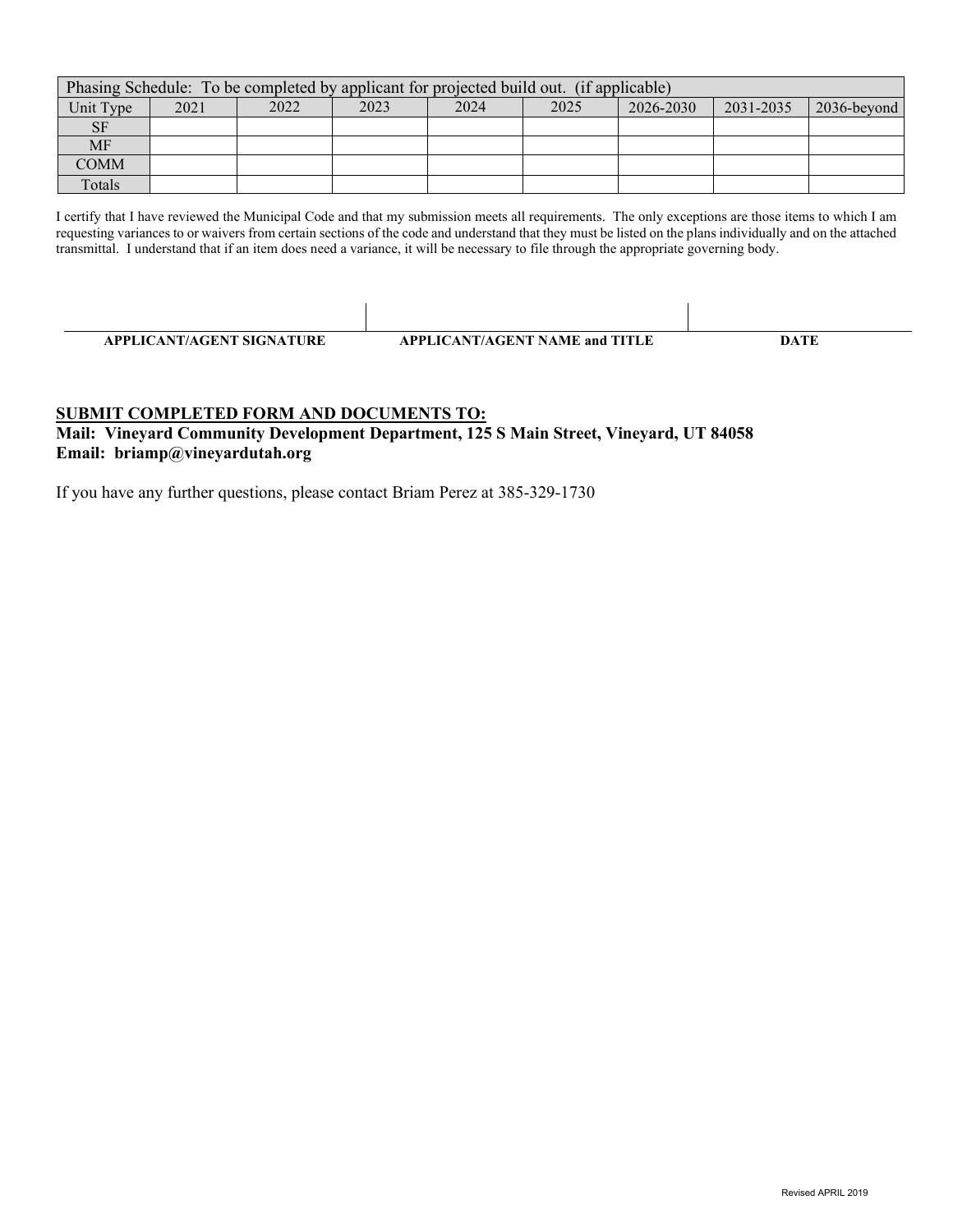| Phasing Schedule: To be completed by applicant for projected build out. (if applicable) | | | | | | | | |
|---|---|---|---|---|---|---|---|---|
| Unit Type | 2021 | 2022 | 2023 | 2024 | 2025 | 2026-2030 | 2031-2035 | 2036-beyond |
| SF | | | | | | | | |
| MF | | | | | | | | |
| COMM | | | | | | | | |
| Totals | | | | | | | | |

I certify that I have reviewed the Municipal Code and that my submission meets all requirements. The only exceptions are those items to which I am requesting variances to or waivers from certain sections of the code and understand that they must be listed on the plans individually and on the attached transmittal. I understand that if an item does need a variance, it will be necessary to file through the appropriate governing body.

| APPLICANT/AGENT SIGNATURE | APPLICANT/AGENT NAME and TITLE | DATE |
|---|---|---|
| | | |

**<u>SUBMIT COMPLETED FORM AND DOCUMENTS TO:</u>**
**Mail: Vineyard Community Development Department, 125 S Main Street, Vineyard, UT 84058**
**Email: briamp@vineyardutah.org**

If you have any further questions, please contact Briam Perez at 385-329-1730

Revised APRIL 2019